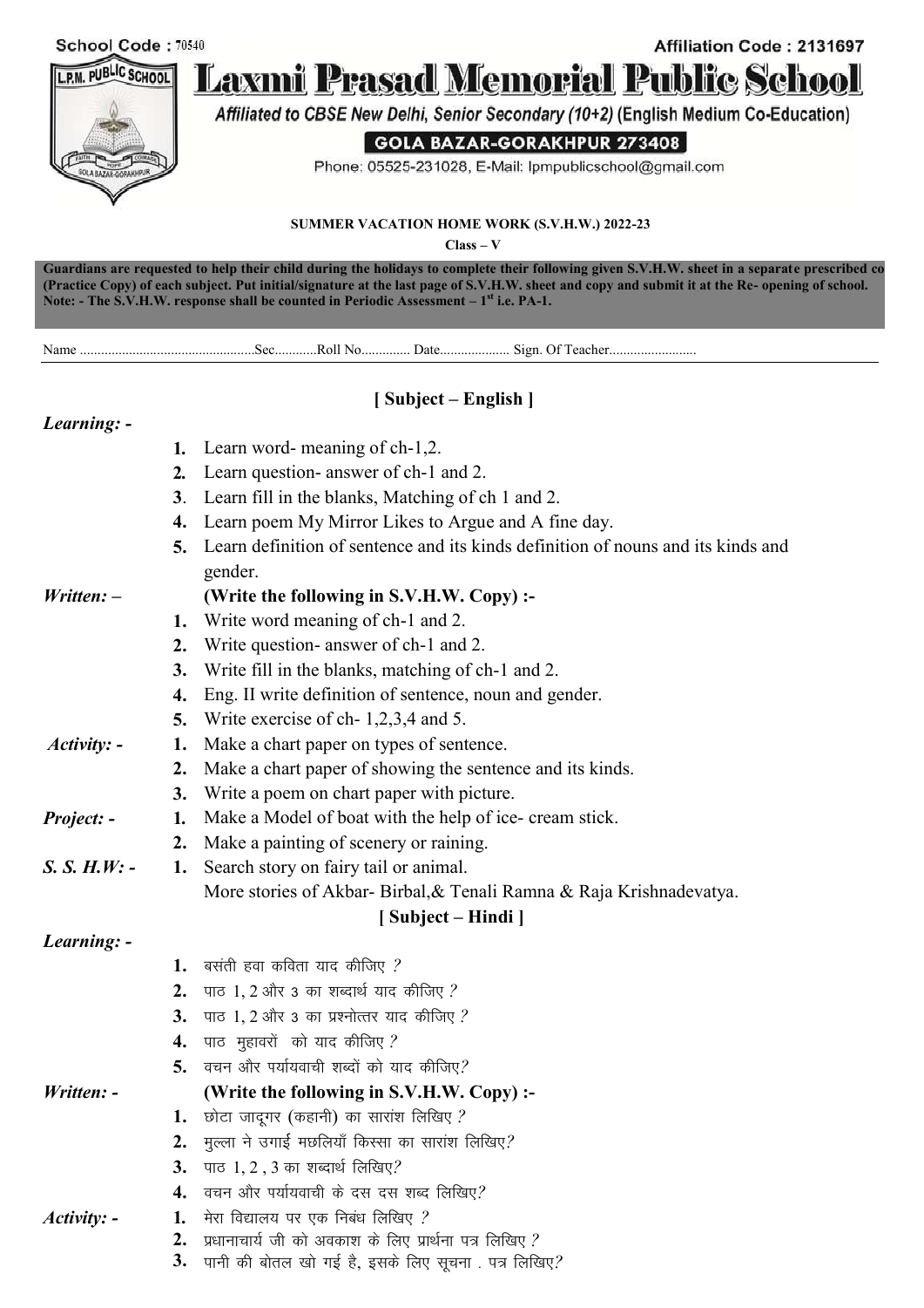School Code : 70540 Affiliation Code : 2131697

# Laxmi Prasad Memorial Public School

*Affiliated to CBSE New Delhi, Senior Secondary (10+2) (English Medium Co-Education)*

**GOLA BAZAR-GORAKHPUR 273408**

Phone: 05525-231028, E-Mail: lpmpublicschool@gmail.com

**SUMMER VACATION HOME WORK (S.V.H.W.) 2022-23**

**Class – V**

**Guardians are requested to help their child during the holidays to complete their following given S.V.H.W. sheet in a separate prescribed co (Practice Copy) of each subject. Put initial/signature at the last page of S.V.H.W. sheet and copy and submit it at the Re- opening of school. Note: - The S.V.H.W. response shall be counted in Periodic Assessment – 1st i.e. PA-1.**

Name ..................................................Sec............Roll No.............. Date.................... Sign. Of Teacher.........................

## [ Subject – English ]

***Learning: -***

1. Learn word- meaning of ch-1,2.
2. Learn question- answer of ch-1 and 2.
3. Learn fill in the blanks, Matching of ch 1 and 2.
4. Learn poem My Mirror Likes to Argue and A fine day.
5. Learn definition of sentence and its kinds definition of nouns and its kinds and gender.

***Written: –*** **(Write the following in S.V.H.W. Copy) :-**

1. Write word meaning of ch-1 and 2.
2. Write question- answer of ch-1 and 2.
3. Write fill in the blanks, matching of ch-1 and 2.
4. Eng. II write definition of sentence, noun and gender.
5. Write exercise of ch- 1,2,3,4 and 5.

***Activity: -***

1. Make a chart paper on types of sentence.
2. Make a chart paper of showing the sentence and its kinds.
3. Write a poem on chart paper with picture.

***Project: -***

1. Make a Model of boat with the help of ice- cream stick.
2. Make a painting of scenery or raining.

***S. S. H.W: -***

1. Search story on fairy tail or animal.
   More stories of Akbar- Birbal,& Tenali Ramna & Raja Krishnadevatya.

## [ Subject – Hindi ]

***Learning: -***

1. बसंती हवा कविता याद कीजिए ?
2. पाठ 1, 2 और 3 का शब्दार्थ याद कीजिए ?
3. पाठ 1, 2 और 3 का प्रश्नोत्तर याद कीजिए ?
4. पाठ मुहावरों को याद कीजिए ?
5. वचन और पर्यायवाची शब्दों को याद कीजिए?

***Written: -*** **(Write the following in S.V.H.W. Copy) :-**

1. छोटा जादूगर (कहानी) का सारांश लिखिए ?
2. मुल्ला ने उगाई मछलियाँ किस्सा का सारांश लिखिए?
3. पाठ 1, 2 , 3 का शब्दार्थ लिखिए?
4. वचन और पर्यायवाची के दस दस शब्द लिखिए?

***Activity: -***

1. मेरा विद्यालय पर एक निबंध लिखिए ?
2. प्रधानाचार्य जी को अवकाश के लिए प्रार्थना पत्र लिखिए ?
3. पानी की बोतल खो गई है, इसके लिए सूचना . पत्र लिखिए?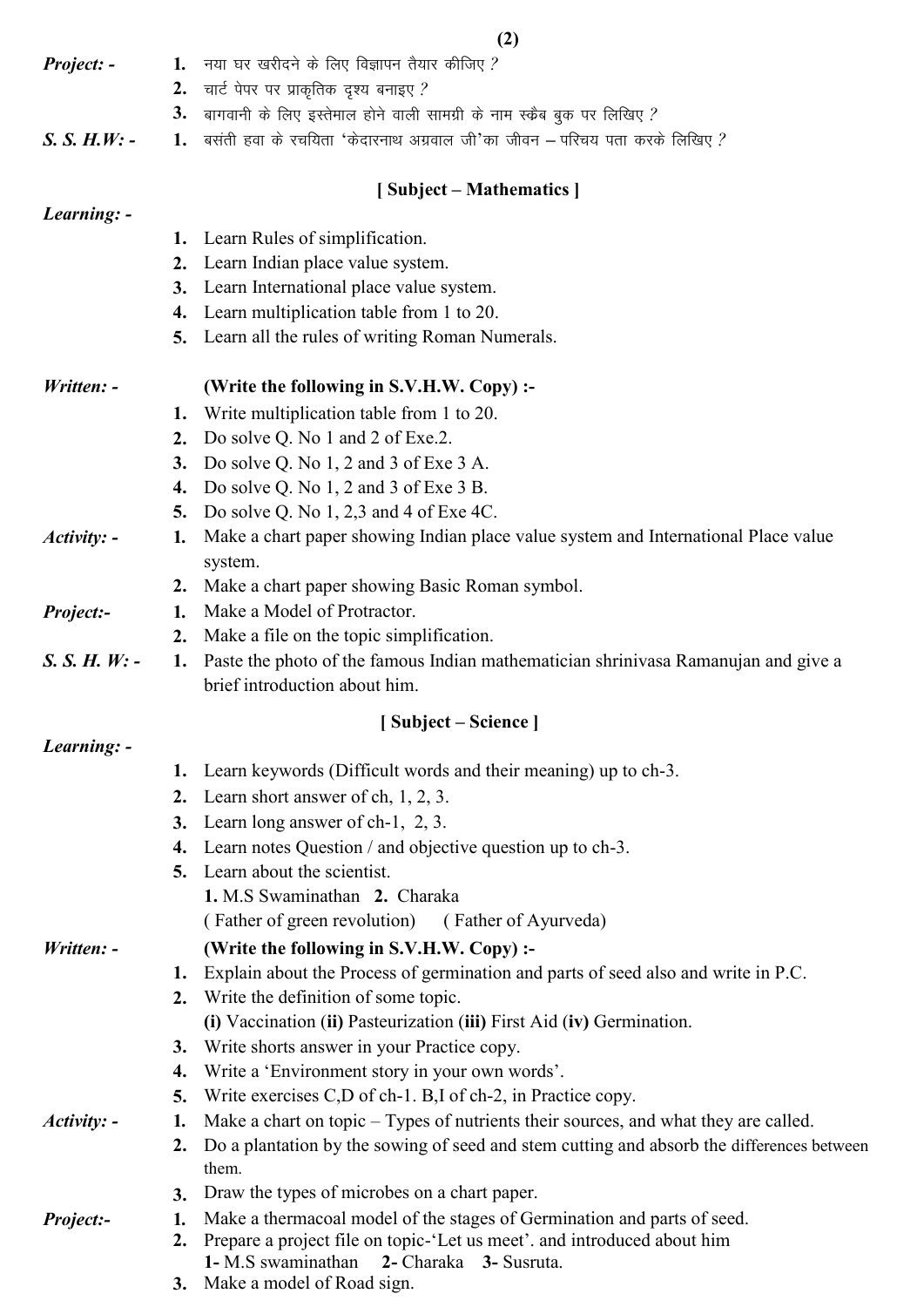**Project: -**

1. नया घर खरीदने के लिए विज्ञापन तैयार कीजिए ?
2. चार्ट पेपर पर प्राकृतिक दृश्य बनाइए ?
3. बागवानी के लिए इस्तेमाल होने वाली सामग्री के नाम स्क्रैब बुक पर लिखिए ?

**S. S. H.W: -**

1. बसंती हवा के रचयिता 'केदारनाथ अग्रवाल जी'का जीवन – परिचय पता करके लिखिए ?

## [ Subject – Mathematics ]

**Learning: -**

1. Learn Rules of simplification.
2. Learn Indian place value system.
3. Learn International place value system.
4. Learn multiplication table from 1 to 20.
5. Learn all the rules of writing Roman Numerals.

**Written: -** **(Write the following in S.V.H.W. Copy) :-**

1. Write multiplication table from 1 to 20.
2. Do solve Q. No 1 and 2 of Exe.2.
3. Do solve Q. No 1, 2 and 3 of Exe 3 A.
4. Do solve Q. No 1, 2 and 3 of Exe 3 B.
5. Do solve Q. No 1, 2,3 and 4 of Exe 4C.

**Activity: -**

1. Make a chart paper showing Indian place value system and International Place value system.
2. Make a chart paper showing Basic Roman symbol.

**Project:-**

1. Make a Model of Protractor.
2. Make a file on the topic simplification.

**S. S. H. W: -**

1. Paste the photo of the famous Indian mathematician shrinivasa Ramanujan and give a brief introduction about him.

## [ Subject – Science ]

**Learning: -**

1. Learn keywords (Difficult words and their meaning) up to ch-3.
2. Learn short answer of ch, 1, 2, 3.
3. Learn long answer of ch-1, 2, 3.
4. Learn notes Question / and objective question up to ch-3.
5. Learn about the scientist.
   **1.** M.S Swaminathan **2.** Charaka
   ( Father of green revolution) ( Father of Ayurveda)

**Written: -** **(Write the following in S.V.H.W. Copy) :-**

1. Explain about the Process of germination and parts of seed also and write in P.C.
2. Write the definition of some topic.
   **(i)** Vaccination **(ii)** Pasteurization **(iii)** First Aid **(iv)** Germination.
3. Write shorts answer in your Practice copy.
4. Write a 'Environment story in your own words'.
5. Write exercises C,D of ch-1. B,I of ch-2, in Practice copy.

**Activity: -**

1. Make a chart on topic – Types of nutrients their sources, and what they are called.
2. Do a plantation by the sowing of seed and stem cutting and absorb the differences between them.
3. Draw the types of microbes on a chart paper.

**Project:-**

1. Make a thermacoal model of the stages of Germination and parts of seed.
2. Prepare a project file on topic-'Let us meet'. and introduced about him
   **1-** M.S swaminathan **2-** Charaka **3-** Susruta.
3. Make a model of Road sign.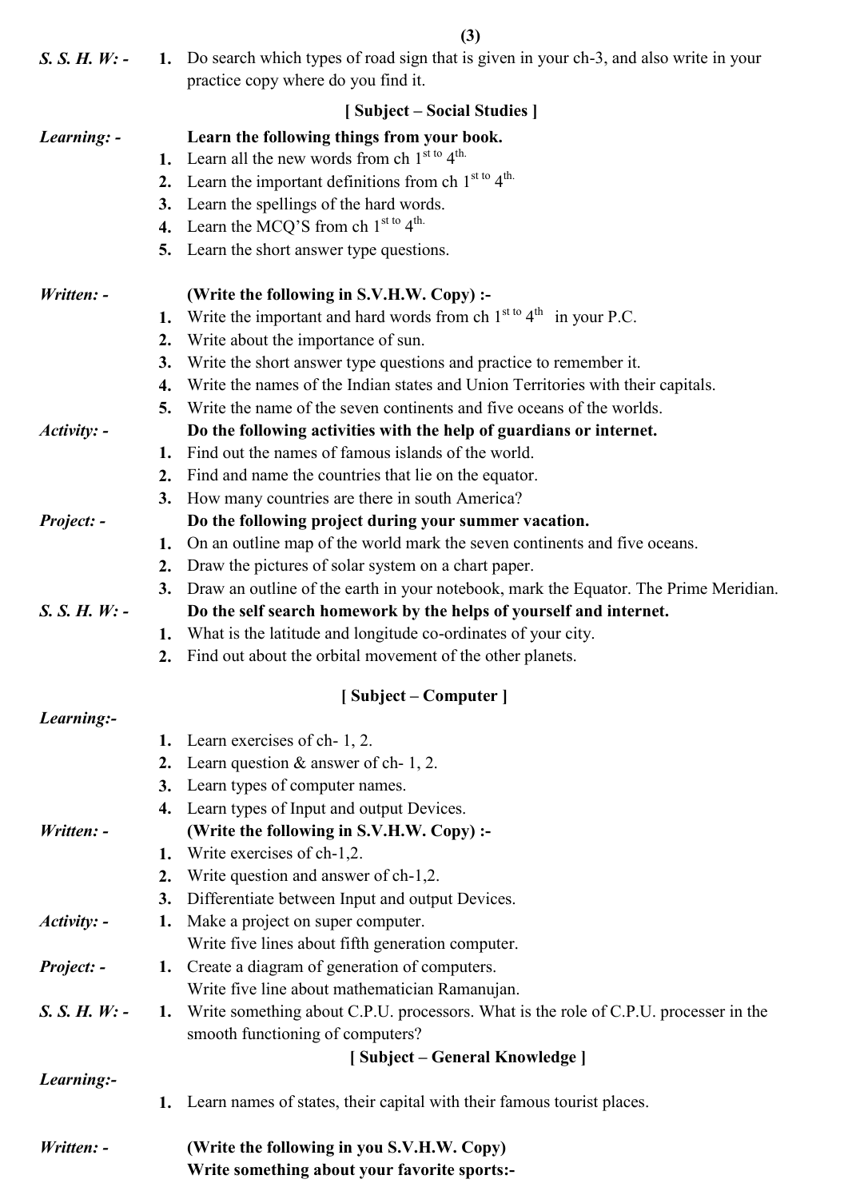***S. S. H. W: -*** 1. Do search which types of road sign that is given in your ch-3, and also write in your practice copy where do you find it.

## [ Subject – Social Studies ]

***Learning: -*** **Learn the following things from your book.**

1. Learn all the new words from ch 1st to 4th.
2. Learn the important definitions from ch 1st to 4th.
3. Learn the spellings of the hard words.
4. Learn the MCQ'S from ch 1st to 4th.
5. Learn the short answer type questions.

***Written: -*** **(Write the following in S.V.H.W. Copy) :-**

1. Write the important and hard words from ch 1st to 4th in your P.C.
2. Write about the importance of sun.
3. Write the short answer type questions and practice to remember it.
4. Write the names of the Indian states and Union Territories with their capitals.
5. Write the name of the seven continents and five oceans of the worlds.

***Activity: -*** **Do the following activities with the help of guardians or internet.**

1. Find out the names of famous islands of the world.
2. Find and name the countries that lie on the equator.
3. How many countries are there in south America?

***Project: -*** **Do the following project during your summer vacation.**

1. On an outline map of the world mark the seven continents and five oceans.
2. Draw the pictures of solar system on a chart paper.
3. Draw an outline of the earth in your notebook, mark the Equator. The Prime Meridian.

***S. S. H. W: -*** **Do the self search homework by the helps of yourself and internet.**

1. What is the latitude and longitude co-ordinates of your city.
2. Find out about the orbital movement of the other planets.

## [ Subject – Computer ]

***Learning:-***

1. Learn exercises of ch- 1, 2.
2. Learn question & answer of ch- 1, 2.
3. Learn types of computer names.
4. Learn types of Input and output Devices.

***Written: -*** **(Write the following in S.V.H.W. Copy) :-**

1. Write exercises of ch-1,2.
2. Write question and answer of ch-1,2.
3. Differentiate between Input and output Devices.

***Activity: -*** 1. Make a project on super computer.
Write five lines about fifth generation computer.

***Project: -*** 1. Create a diagram of generation of computers.
Write five line about mathematician Ramanujan.

***S. S. H. W: -*** 1. Write something about C.P.U. processors. What is the role of C.P.U. processer in the smooth functioning of computers?

## [ Subject – General Knowledge ]

***Learning:-***

1. Learn names of states, their capital with their famous tourist places.

***Written: -*** **(Write the following in you S.V.H.W. Copy)**
**Write something about your favorite sports:-**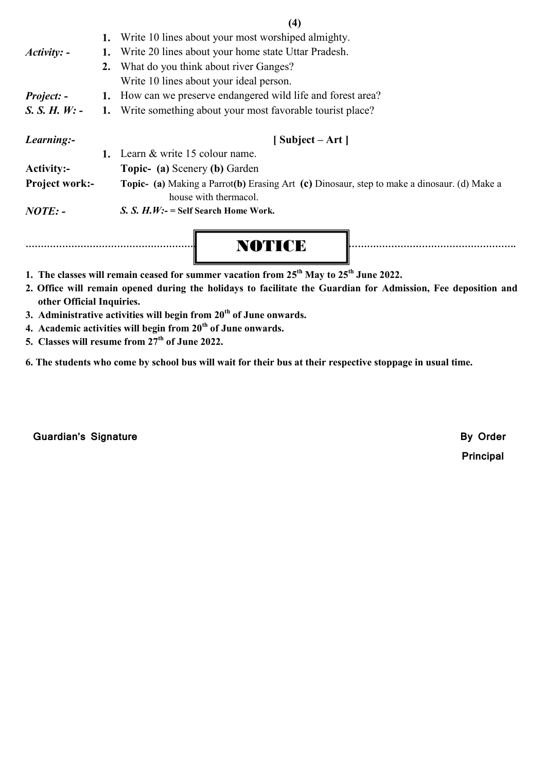1. Write 10 lines about your most worshiped almighty.

*Activity: -*

1. Write 20 lines about your home state Uttar Pradesh.
2. What do you think about river Ganges?
   Write 10 lines about your ideal person.

*Project: -*

1. How can we preserve endangered wild life and forest area?

*S. S. H. W: -*

1. Write something about your most favorable tourist place?

*Learning:-*

**[ Subject – Art ]**

1. Learn & write 15 colour name.

**Activity:-** **Topic- (a)** Scenery **(b)** Garden

**Project work:-** **Topic- (a)** Making a Parrot**(b)** Erasing Art **(c)** Dinosaur, step to make a dinosaur. (d) Make a house with thermacol.

*NOTE: -* ***S. S. H.W:-* = Self Search Home Work.**

## NOTICE

1. **The classes will remain ceased for summer vacation from 25th May to 25th June 2022.**
2. **Office will remain opened during the holidays to facilitate the Guardian for Admission, Fee deposition and other Official Inquiries.**
3. **Administrative activities will begin from 20th of June onwards.**
4. **Academic activities will begin from 20th of June onwards.**
5. **Classes will resume from 27th of June 2022.**
6. **The students who come by school bus will wait for their bus at their respective stoppage in usual time.**

**Guardian's Signature**

**By Order**
**Principal**